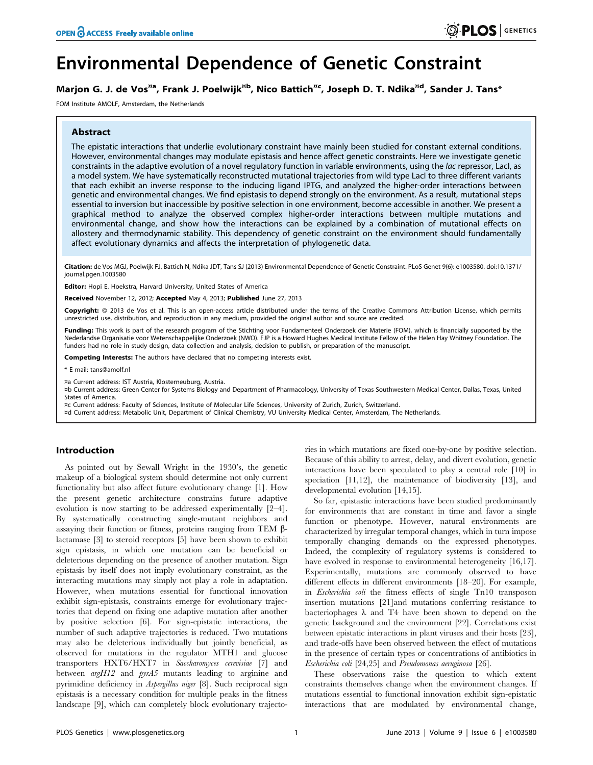# Environmental Dependence of Genetic Constraint

**Marjon G. J. de Vos[¤a], Frank J. Poelwijk[¤b], Nico Battich[¤c], Joseph D. T. Ndika[¤d], Sander J. Tans***

FOM Institute AMOLF, Amsterdam, the Netherlands

## Abstract

The epistatic interactions that underlie evolutionary constraint have mainly been studied for constant external conditions. However, environmental changes may modulate epistasis and hence affect genetic constraints. Here we investigate genetic constraints in the adaptive evolution of a novel regulatory function in variable environments, using the *lac* repressor, LacI, as a model system. We have systematically reconstructed mutational trajectories from wild type LacI to three different variants that each exhibit an inverse response to the inducing ligand IPTG, and analyzed the higher-order interactions between genetic and environmental changes. We find epistasis to depend strongly on the environment. As a result, mutational steps essential to inversion but inaccessible by positive selection in one environment, become accessible in another. We present a graphical method to analyze the observed complex higher-order interactions between multiple mutations and environmental change, and show how the interactions can be explained by a combination of mutational effects on allostery and thermodynamic stability. This dependency of genetic constraint on the environment should fundamentally affect evolutionary dynamics and affects the interpretation of phylogenetic data.

**Citation:** de Vos MGJ, Poelwijk FJ, Battich N, Ndika JDT, Tans SJ (2013) Environmental Dependence of Genetic Constraint. PLoS Genet 9(6): e1003580. doi:10.1371/journal.pgen.1003580

**Editor:** Hopi E. Hoekstra, Harvard University, United States of America

**Received** November 12, 2012; **Accepted** May 4, 2013; **Published** June 27, 2013

**Copyright:** © 2013 de Vos et al. This is an open-access article distributed under the terms of the Creative Commons Attribution License, which permits unrestricted use, distribution, and reproduction in any medium, provided the original author and source are credited.

**Funding:** This work is part of the research program of the Stichting voor Fundamenteel Onderzoek der Materie (FOM), which is financially supported by the Nederlandse Organisatie voor Wetenschappelijke Onderzoek (NWO). FJP is a Howard Hughes Medical Institute Fellow of the Helen Hay Whitney Foundation. The funders had no role in study design, data collection and analysis, decision to publish, or preparation of the manuscript.

**Competing Interests:** The authors have declared that no competing interests exist.

\* E-mail: tans@amolf.nl

¤a Current address: IST Austria, Klosterneuburg, Austria.
¤b Current address: Green Center for Systems Biology and Department of Pharmacology, University of Texas Southwestern Medical Center, Dallas, Texas, United States of America.
¤c Current address: Faculty of Sciences, Institute of Molecular Life Sciences, University of Zurich, Zurich, Switzerland.
¤d Current address: Metabolic Unit, Department of Clinical Chemistry, VU University Medical Center, Amsterdam, The Netherlands.

## Introduction

As pointed out by Sewall Wright in the 1930's, the genetic makeup of a biological system should determine not only current functionality but also affect future evolutionary change [1]. How the present genetic architecture constrains future adaptive evolution is now starting to be addressed experimentally [2–4]. By systematically constructing single-mutant neighbors and assaying their function or fitness, proteins ranging from TEM β-lactamase [3] to steroid receptors [5] have been shown to exhibit sign epistasis, in which one mutation can be beneficial or deleterious depending on the presence of another mutation. Sign epistasis by itself does not imply evolutionary constraint, as the interacting mutations may simply not play a role in adaptation. However, when mutations essential for functional innovation exhibit sign-epistasis, constraints emerge for evolutionary trajectories that depend on fixing one adaptive mutation after another by positive selection [6]. For sign-epistatic interactions, the number of such adaptive trajectories is reduced. Two mutations may also be deleterious individually but jointly beneficial, as observed for mutations in the regulator MTH1 and glucose transporters HXT6/HXT7 in *Saccharomyces cerevisiae* [7] and between *argH12* and *pyrA5* mutants leading to arginine and pyrimidine deficiency in *Aspergillus niger* [8]. Such reciprocal sign epistasis is a necessary condition for multiple peaks in the fitness landscape [9], which can completely block evolutionary trajectories in which mutations are fixed one-by-one by positive selection. Because of this ability to arrest, delay, and divert evolution, genetic interactions have been speculated to play a central role [10] in speciation [11,12], the maintenance of biodiversity [13], and developmental evolution [14,15].

So far, epistatic interactions have been studied predominantly for environments that are constant in time and favor a single function or phenotype. However, natural environments are characterized by irregular temporal changes, which in turn impose temporally changing demands on the expressed phenotypes. Indeed, the complexity of regulatory systems is considered to have evolved in response to environmental heterogeneity [16,17]. Experimentally, mutations are commonly observed to have different effects in different environments [18–20]. For example, in *Escherichia coli* the fitness effects of single Tn10 transposon insertion mutations [21]and mutations conferring resistance to bacteriophages λ and T4 have been shown to depend on the genetic background and the environment [22]. Correlations exist between epistatic interactions in plant viruses and their hosts [23], and trade-offs have been observed between the effect of mutations in the presence of certain types or concentrations of antibiotics in *Escherichia coli* [24,25] and *Pseudomonas aeruginosa* [26].

These observations raise the question to which extent constraints themselves change when the environment changes. If mutations essential to functional innovation exhibit sign-epistatic interactions that are modulated by environmental change,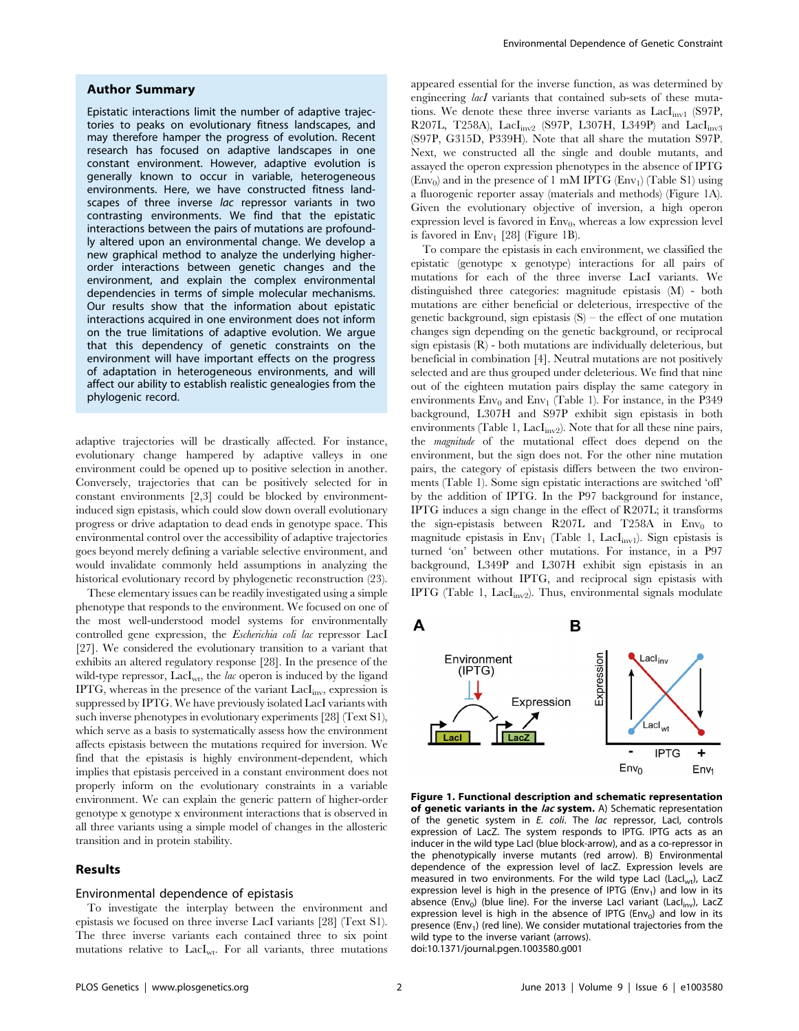## Author Summary

Epistatic interactions limit the number of adaptive trajectories to peaks on evolutionary fitness landscapes, and may therefore hamper the progress of evolution. Recent research has focused on adaptive landscapes in one constant environment. However, adaptive evolution is generally known to occur in variable, heterogeneous environments. Here, we have constructed fitness landscapes of three inverse *lac* repressor variants in two contrasting environments. We find that the epistatic interactions between the pairs of mutations are profoundly altered upon an environmental change. We develop a new graphical method to analyze the underlying higher-order interactions between genetic changes and the environment, and explain the complex environmental dependencies in terms of simple molecular mechanisms. Our results show that the information about epistatic interactions acquired in one environment does not inform on the true limitations of adaptive evolution. We argue that this dependency of genetic constraints on the environment will have important effects on the progress of adaptation in heterogeneous environments, and will affect our ability to establish realistic genealogies from the phylogenic record.

adaptive trajectories will be drastically affected. For instance, evolutionary change hampered by adaptive valleys in one environment could be opened up to positive selection in another. Conversely, trajectories that can be positively selected for in constant environments [2,3] could be blocked by environment-induced sign epistasis, which could slow down overall evolutionary progress or drive adaptation to dead ends in genotype space. This environmental control over the accessibility of adaptive trajectories goes beyond merely defining a variable selective environment, and would invalidate commonly held assumptions in analyzing the historical evolutionary record by phylogenetic reconstruction (23).

These elementary issues can be readily investigated using a simple phenotype that responds to the environment. We focused on one of the most well-understood model systems for environmentally controlled gene expression, the *Escherichia coli lac* repressor LacI [27]. We considered the evolutionary transition to a variant that exhibits an altered regulatory response [28]. In the presence of the wild-type repressor, $LacI_{wt}$, the *lac* operon is induced by the ligand IPTG, whereas in the presence of the variant $LacI_{inv}$, expression is suppressed by IPTG. We have previously isolated LacI variants with such inverse phenotypes in evolutionary experiments [28] (Text S1), which serve as a basis to systematically assess how the environment affects epistasis between the mutations required for inversion. We find that the epistasis is highly environment-dependent, which implies that epistasis perceived in a constant environment does not properly inform on the evolutionary constraints in a variable environment. We can explain the generic pattern of higher-order genotype x genotype x environment interactions that is observed in all three variants using a simple model of changes in the allosteric transition and in protein stability.

## Results

### Environmental dependence of epistasis

To investigate the interplay between the environment and epistasis we focused on three inverse LacI variants [28] (Text S1). The three inverse variants each contained three to six point mutations relative to $LacI_{wt}$. For all variants, three mutations appeared essential for the inverse function, as was determined by engineering *lacI* variants that contained sub-sets of these mutations. We denote these three inverse variants as $LacI_{inv1}$ (S97P, R207L, T258A), $LacI_{inv2}$ (S97P, L307H, L349P) and $LacI_{inv3}$ (S97P, G315D, P339H). Note that all share the mutation S97P. Next, we constructed all the single and double mutants, and assayed the operon expression phenotypes in the absence of IPTG ($Env_0$) and in the presence of 1 mM IPTG ($Env_1$) (Table S1) using a fluorogenic reporter assay (materials and methods) (Figure 1A). Given the evolutionary objective of inversion, a high operon expression level is favored in $Env_0$, whereas a low expression level is favored in $Env_1$ [28] (Figure 1B).

To compare the epistasis in each environment, we classified the epistatic (genotype x genotype) interactions for all pairs of mutations for each of the three inverse LacI variants. We distinguished three categories: magnitude epistasis (M) - both mutations are either beneficial or deleterious, irrespective of the genetic background, sign epistasis (S) – the effect of one mutation changes sign depending on the genetic background, or reciprocal sign epistasis (R) - both mutations are individually deleterious, but beneficial in combination [4]. Neutral mutations are not positively selected and are thus grouped under deleterious. We find that nine out of the eighteen mutation pairs display the same category in environments $Env_0$ and $Env_1$ (Table 1). For instance, in the P349 background, L307H and S97P exhibit sign epistasis in both environments (Table 1, $LacI_{inv2}$). Note that for all these nine pairs, the *magnitude* of the mutational effect does depend on the environment, but the sign does not. For the other nine mutation pairs, the category of epistasis differs between the two environments (Table 1). Some sign epistatic interactions are switched 'off' by the addition of IPTG. In the P97 background for instance, IPTG induces a sign change in the effect of R207L; it transforms the sign-epistasis between R207L and T258A in $Env_0$ to magnitude epistasis in $Env_1$ (Table 1, $LacI_{inv1}$). Sign epistasis is turned 'on' between other mutations. For instance, in a P97 background, L349P and L307H exhibit sign epistasis in an environment without IPTG, and reciprocal sign epistasis with IPTG (Table 1, $LacI_{inv2}$). Thus, environmental signals modulate

**Figure 1. Functional description and schematic representation of genetic variants in the *lac* system.** A) Schematic representation of the genetic system in *E. coli*. The *lac* repressor, LacI, controls expression of LacZ. The system responds to IPTG. IPTG acts as an inducer in the wild type LacI (blue block-arrow), and as a co-repressor in the phenotypically inverse mutants (red arrow). B) Environmental dependence of the expression level of lacZ. Expression levels are measured in two environments. For the wild type LacI ($LacI_{wt}$), LacZ expression level is high in the presence of IPTG ($Env_1$) and low in its absence ($Env_0$) (blue line). For the inverse LacI variant ($LacI_{inv}$), LacZ expression level is high in the absence of IPTG ($Env_0$) and low in its presence ($Env_1$) (red line). We consider mutational trajectories from the wild type to the inverse variant (arrows).
doi:10.1371/journal.pgen.1003580.g001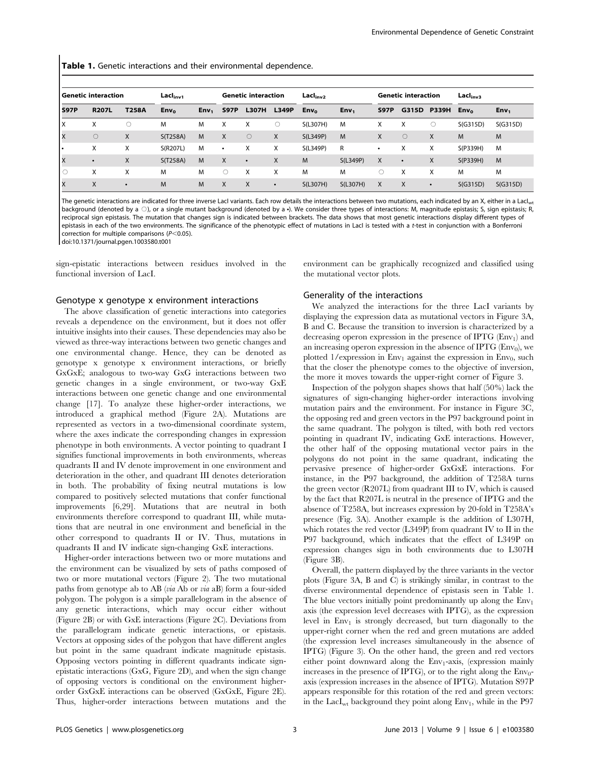**Table 1.** Genetic interactions and their environmental dependence.

| Genetic interaction | | | $LacI_{inv1}$ | | Genetic interaction | | | $LacI_{inv2}$ | | Genetic interaction | | | $LacI_{inv3}$ | |
|---|---|---|---|---|---|---|---|---|---|---|---|---|---|---|
| **S97P** | **R207L** | **T258A** | **$Env_0$** | **$Env_1$** | **S97P** | **L307H** | **L349P** | **$Env_0$** | **$Env_1$** | **S97P** | **G315D** | **P339H** | **$Env_0$** | **$Env_1$** |
| X | X | ○ | M | M | X | X | ○ | S(L307H) | M | X | X | ○ | S(G315D) | S(G315D) |
| X | ○ | X | S(T258A) | M | X | ○ | X | S(L349P) | M | X | ○ | X | M | M |
| • | X | X | S(R207L) | M | • | X | X | S(L349P) | R | • | X | X | S(P339H) | M |
| X | • | X | S(T258A) | M | X | • | X | M | S(L349P) | X | • | X | S(P339H) | M |
| ○ | X | X | M | M | ○ | X | X | M | M | ○ | X | X | M | M |
| X | X | • | M | M | X | X | • | S(L307H) | S(L307H) | X | X | • | S(G315D) | S(G315D) |

The genetic interactions are indicated for three inverse LacI variants. Each row details the interactions between two mutations, each indicated by an X, either in a $LacI_{wt}$ background (denoted by a ○), or a single mutant background (denoted by a •). We consider three types of interactions: M, magnitude epistasis; S, sign epistasis; R, reciprocal sign epistasis. The mutation that changes sign is indicated between brackets. The data shows that most genetic interactions display different types of epistasis in each of the two environments. The significance of the phenotypic effect of mutations in LacI is tested with a *t*-test in conjunction with a Bonferroni correction for multiple comparisons ($P<0.05$).

doi:10.1371/journal.pgen.1003580.t001

sign-epistatic interactions between residues involved in the functional inversion of LacI.

## Genotype x genotype x environment interactions

The above classification of genetic interactions into categories reveals a dependence on the environment, but it does not offer intuitive insights into their causes. These dependencies may also be viewed as three-way interactions between two genetic changes and one environmental change. Hence, they can be denoted as genotype x genotype x environment interactions, or briefly GxGxE; analogous to two-way GxG interactions between two genetic changes in a single environment, or two-way GxE interactions between one genetic change and one environmental change [17]. To analyze these higher-order interactions, we introduced a graphical method (Figure 2A). Mutations are represented as vectors in a two-dimensional coordinate system, where the axes indicate the corresponding changes in expression phenotype in both environments. A vector pointing to quadrant I signifies functional improvements in both environments, whereas quadrants II and IV denote improvement in one environment and deterioration in the other, and quadrant III denotes deterioration in both. The probability of fixing neutral mutations is low compared to positively selected mutations that confer functional improvements [6,29]. Mutations that are neutral in both environments therefore correspond to quadrant III, while mutations that are neutral in one environment and beneficial in the other correspond to quadrants II or IV. Thus, mutations in quadrants II and IV indicate sign-changing GxE interactions.

Higher-order interactions between two or more mutations and the environment can be visualized by sets of paths composed of two or more mutational vectors (Figure 2). The two mutational paths from genotype ab to AB (*via* Ab or *via* aB) form a four-sided polygon. The polygon is a simple parallelogram in the absence of any genetic interactions, which may occur either without (Figure 2B) or with GxE interactions (Figure 2C). Deviations from the parallelogram indicate genetic interactions, or epistasis. Vectors at opposing sides of the polygon that have different angles but point in the same quadrant indicate magnitude epistasis. Opposing vectors pointing in different quadrants indicate sign-epistatic interactions (GxG, Figure 2D), and when the sign change of opposing vectors is conditional on the environment higher-order GxGxE interactions can be observed (GxGxE, Figure 2E). Thus, higher-order interactions between mutations and the environment can be graphically recognized and classified using the mutational vector plots.

## Generality of the interactions

We analyzed the interactions for the three LacI variants by displaying the expression data as mutational vectors in Figure 3A, B and C. Because the transition to inversion is characterized by a decreasing operon expression in the presence of IPTG ($Env_1$) and an increasing operon expression in the absence of IPTG ($Env_0$), we plotted 1/expression in $Env_1$ against the expression in $Env_0$, such that the closer the phenotype comes to the objective of inversion, the more it moves towards the upper-right corner of Figure 3.

Inspection of the polygon shapes shows that half (50%) lack the signatures of sign-changing higher-order interactions involving mutation pairs and the environment. For instance in Figure 3C, the opposing red and green vectors in the P97 background point in the same quadrant. The polygon is tilted, with both red vectors pointing in quadrant IV, indicating GxE interactions. However, the other half of the opposing mutational vector pairs in the polygons do not point in the same quadrant, indicating the pervasive presence of higher-order GxGxE interactions. For instance, in the P97 background, the addition of T258A turns the green vector (R207L) from quadrant III to IV, which is caused by the fact that R207L is neutral in the presence of IPTG and the absence of T258A, but increases expression by 20-fold in T258A's presence (Fig. 3A). Another example is the addition of L307H, which rotates the red vector (L349P) from quadrant IV to II in the P97 background, which indicates that the effect of L349P on expression changes sign in both environments due to L307H (Figure 3B).

Overall, the pattern displayed by the three variants in the vector plots (Figure 3A, B and C) is strikingly similar, in contrast to the diverse environmental dependence of epistasis seen in Table 1. The blue vectors initially point predominantly up along the $Env_1$ axis (the expression level decreases with IPTG), as the expression level in $Env_1$ is strongly decreased, but turn diagonally to the upper-right corner when the red and green mutations are added (the expression level increases simultaneously in the absence of IPTG) (Figure 3). On the other hand, the green and red vectors either point downward along the $Env_1$-axis, (expression mainly increases in the presence of IPTG), or to the right along the $Env_0$-axis (expression increases in the absence of IPTG). Mutation S97P appears responsible for this rotation of the red and green vectors: in the $LacI_{wt}$ background they point along $Env_1$, while in the P97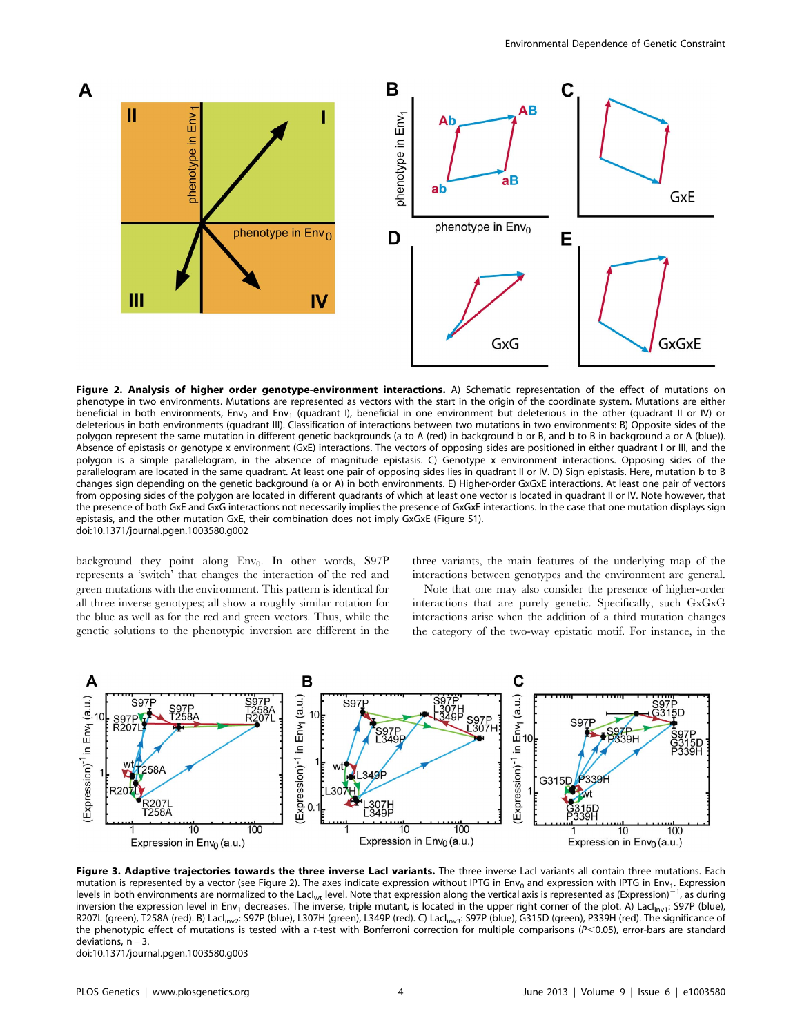A

II

I

III

IV

phenotype in Env$_1$

phenotype in Env$_0$

B

Ab

AB

ab

aB

phenotype in Env$_1$

phenotype in Env$_0$

C

GxE

D

GxG

E

GxGxE

**Figure 2. Analysis of higher order genotype-environment interactions.** A) Schematic representation of the effect of mutations on phenotype in two environments. Mutations are represented as vectors with the start in the origin of the coordinate system. Mutations are either beneficial in both environments, Env$_0$ and Env$_1$ (quadrant I), beneficial in one environment but deleterious in the other (quadrant II or IV) or deleterious in both environments (quadrant III). Classification of interactions between two mutations in two environments: B) Opposite sides of the polygon represent the same mutation in different genetic backgrounds (a to A (red) in background b or B, and b to B in background a or A (blue)). Absence of epistasis or genotype x environment (GxE) interactions. The vectors of opposing sides are positioned in either quadrant I or III, and the polygon is a simple parallelogram, in the absence of magnitude epistasis. C) Genotype x environment interactions. Opposing sides of the parallelogram are located in the same quadrant. At least one pair of opposing sides lies in quadrant II or IV. D) Sign epistasis. Here, mutation b to B changes sign depending on the genetic background (a or A) in both environments. E) Higher-order GxGxE interactions. At least one pair of vectors from opposing sides of the polygon are located in different quadrants of which at least one vector is located in quadrant II or IV. Note however, that the presence of both GxE and GxG interactions not necessarily implies the presence of GxGxE interactions. In the case that one mutation displays sign epistasis, and the other mutation GxE, their combination does not imply GxGxE (Figure S1).
doi:10.1371/journal.pgen.1003580.g002

background they point along Env$_0$. In other words, S97P represents a 'switch' that changes the interaction of the red and green mutations with the environment. This pattern is identical for all three inverse genotypes; all show a roughly similar rotation for the blue as well as for the red and green vectors. Thus, while the genetic solutions to the phenotypic inversion are different in the three variants, the main features of the underlying map of the interactions between genotypes and the environment are general.

Note that one may also consider the presence of higher-order interactions that are purely genetic. Specifically, such GxGxG interactions arise when the addition of a third mutation changes the category of the two-way epistatic motif. For instance, in the

A

(Expression)$^{-1}$ in Env$_1$ (a.u.)

Expression in Env$_0$ (a.u.)

S97P

S97P T258A

S97P T258A R207L

S97P R207L

wt

T258A

R207L

R207L T258A

B

S97P

S97P L307H L349P

S97P L307H

S97P L349P

wt

L349P

L307H

L307H L349P

C

S97P G315D

S97P

S97P P339H

S97P G315D P339H

G315D

P339H

wt

G315D P339H

**Figure 3. Adaptive trajectories towards the three inverse LacI variants.** The three inverse LacI variants all contain three mutations. Each mutation is represented by a vector (see Figure 2). The axes indicate expression without IPTG in Env$_0$ and expression with IPTG in Env$_1$. Expression levels in both environments are normalized to the LacI$_{wt}$ level. Note that expression along the vertical axis is represented as (Expression)$^{-1}$, as during inversion the expression level in Env$_1$ decreases. The inverse, triple mutant, is located in the upper right corner of the plot. A) LacI$_{inv1}$: S97P (blue), R207L (green), T258A (red). B) LacI$_{inv2}$: S97P (blue), L307H (green), L349P (red). C) LacI$_{inv3}$: S97P (blue), G315D (green), P339H (red). The significance of the phenotypic effect of mutations is tested with a *t*-test with Bonferroni correction for multiple comparisons ($P<0.05$), error-bars are standard deviations, n = 3.
doi:10.1371/journal.pgen.1003580.g003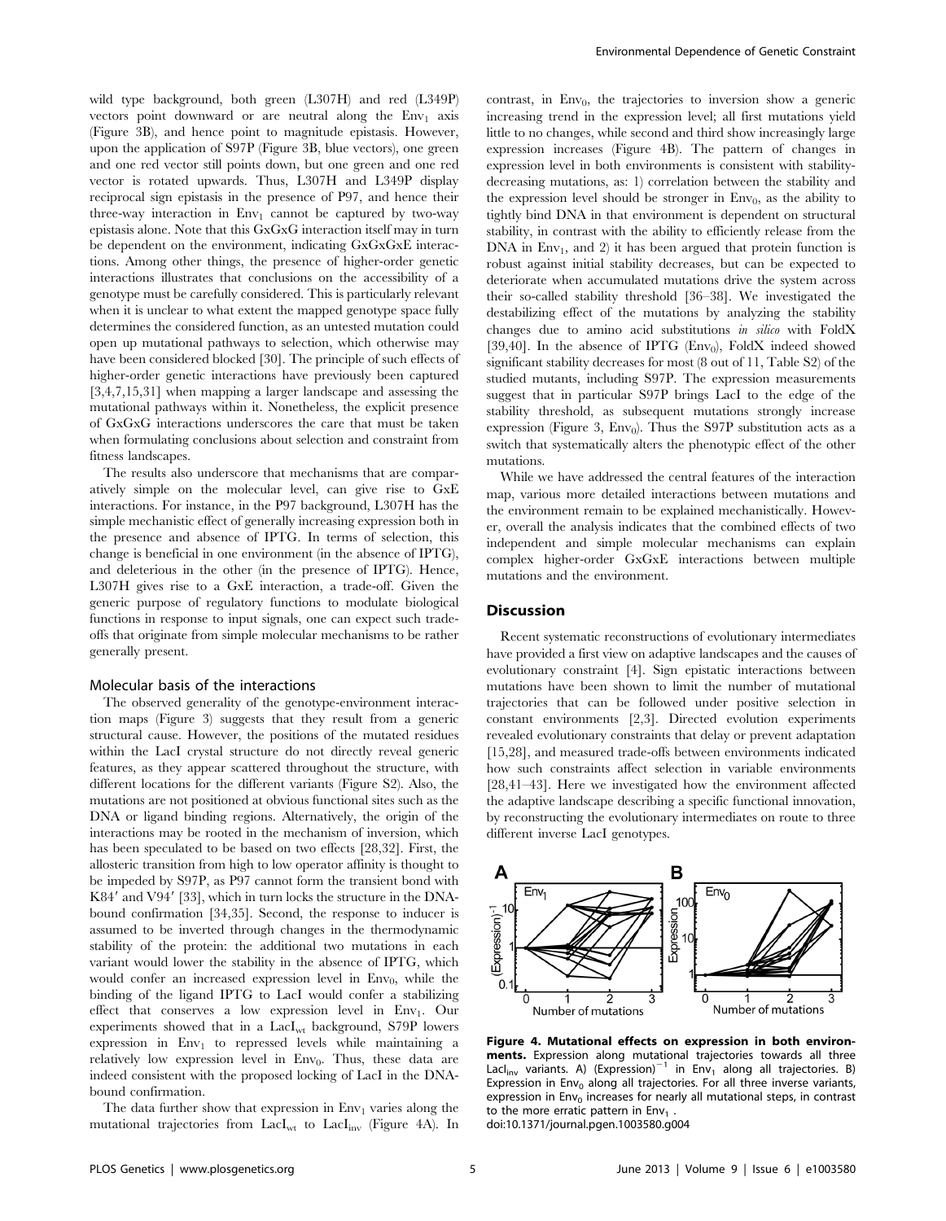wild type background, both green (L307H) and red (L349P) vectors point downward or are neutral along the $Env_1$ axis (Figure 3B), and hence point to magnitude epistasis. However, upon the application of S97P (Figure 3B, blue vectors), one green and one red vector still points down, but one green and one red vector is rotated upwards. Thus, L307H and L349P display reciprocal sign epistasis in the presence of P97, and hence their three-way interaction in $Env_1$ cannot be captured by two-way epistasis alone. Note that this GxGxG interaction itself may in turn be dependent on the environment, indicating GxGxGxE interactions. Among other things, the presence of higher-order genetic interactions illustrates that conclusions on the accessibility of a genotype must be carefully considered. This is particularly relevant when it is unclear to what extent the mapped genotype space fully determines the considered function, as an untested mutation could open up mutational pathways to selection, which otherwise may have been considered blocked [30]. The principle of such effects of higher-order genetic interactions have previously been captured [3,4,7,15,31] when mapping a larger landscape and assessing the mutational pathways within it. Nonetheless, the explicit presence of GxGxG interactions underscores the care that must be taken when formulating conclusions about selection and constraint from fitness landscapes.

The results also underscore that mechanisms that are comparatively simple on the molecular level, can give rise to GxE interactions. For instance, in the P97 background, L307H has the simple mechanistic effect of generally increasing expression both in the presence and absence of IPTG. In terms of selection, this change is beneficial in one environment (in the absence of IPTG), and deleterious in the other (in the presence of IPTG). Hence, L307H gives rise to a GxE interaction, a trade-off. Given the generic purpose of regulatory functions to modulate biological functions in response to input signals, one can expect such trade-offs that originate from simple molecular mechanisms to be rather generally present.

### Molecular basis of the interactions

The observed generality of the genotype-environment interaction maps (Figure 3) suggests that they result from a generic structural cause. However, the positions of the mutated residues within the LacI crystal structure do not directly reveal generic features, as they appear scattered throughout the structure, with different locations for the different variants (Figure S2). Also, the mutations are not positioned at obvious functional sites such as the DNA or ligand binding regions. Alternatively, the origin of the interactions may be rooted in the mechanism of inversion, which has been speculated to be based on two effects [28,32]. First, the allosteric transition from high to low operator affinity is thought to be impeded by S97P, as P97 cannot form the transient bond with K84′ and V94′ [33], which in turn locks the structure in the DNA-bound confirmation [34,35]. Second, the response to inducer is assumed to be inverted through changes in the thermodynamic stability of the protein: the additional two mutations in each variant would lower the stability in the absence of IPTG, which would confer an increased expression level in $Env_0$, while the binding of the ligand IPTG to LacI would confer a stabilizing effect that conserves a low expression level in $Env_1$. Our experiments showed that in a $LacI_{wt}$ background, S79P lowers expression in $Env_1$ to repressed levels while maintaining a relatively low expression level in $Env_0$. Thus, these data are indeed consistent with the proposed locking of LacI in the DNA-bound confirmation.

The data further show that expression in $Env_1$ varies along the mutational trajectories from $LacI_{wt}$ to $LacI_{inv}$ (Figure 4A). In contrast, in $Env_0$, the trajectories to inversion show a generic increasing trend in the expression level; all first mutations yield little to no changes, while second and third show increasingly large expression increases (Figure 4B). The pattern of changes in expression level in both environments is consistent with stability-decreasing mutations, as: 1) correlation between the stability and the expression level should be stronger in $Env_0$, as the ability to tightly bind DNA in that environment is dependent on structural stability, in contrast with the ability to efficiently release from the DNA in $Env_1$, and 2) it has been argued that protein function is robust against initial stability decreases, but can be expected to deteriorate when accumulated mutations drive the system across their so-called stability threshold [36–38]. We investigated the destabilizing effect of the mutations by analyzing the stability changes due to amino acid substitutions *in silico* with FoldX [39,40]. In the absence of IPTG ($Env_0$), FoldX indeed showed significant stability decreases for most (8 out of 11, Table S2) of the studied mutants, including S97P. The expression measurements suggest that in particular S97P brings LacI to the edge of the stability threshold, as subsequent mutations strongly increase expression (Figure 3, $Env_0$). Thus the S97P substitution acts as a switch that systematically alters the phenotypic effect of the other mutations.

While we have addressed the central features of the interaction map, various more detailed interactions between mutations and the environment remain to be explained mechanistically. However, overall the analysis indicates that the combined effects of two independent and simple molecular mechanisms can explain complex higher-order GxGxE interactions between multiple mutations and the environment.

## Discussion

Recent systematic reconstructions of evolutionary intermediates have provided a first view on adaptive landscapes and the causes of evolutionary constraint [4]. Sign epistatic interactions between mutations have been shown to limit the number of mutational trajectories that can be followed under positive selection in constant environments [2,3]. Directed evolution experiments revealed evolutionary constraints that delay or prevent adaptation [15,28], and measured trade-offs between environments indicated how such constraints affect selection in variable environments [28,41–43]. Here we investigated how the environment affected the adaptive landscape describing a specific functional innovation, by reconstructing the evolutionary intermediates on route to three different inverse LacI genotypes.

**Figure 4. Mutational effects on expression in both environments.** Expression along mutational trajectories towards all three $LacI_{inv}$ variants. A) $(Expression)^{-1}$ in $Env_1$ along all trajectories. B) Expression in $Env_0$ along all trajectories. For all three inverse variants, expression in $Env_0$ increases for nearly all mutational steps, in contrast to the more erratic pattern in $Env_1$.
doi:10.1371/journal.pgen.1003580.g004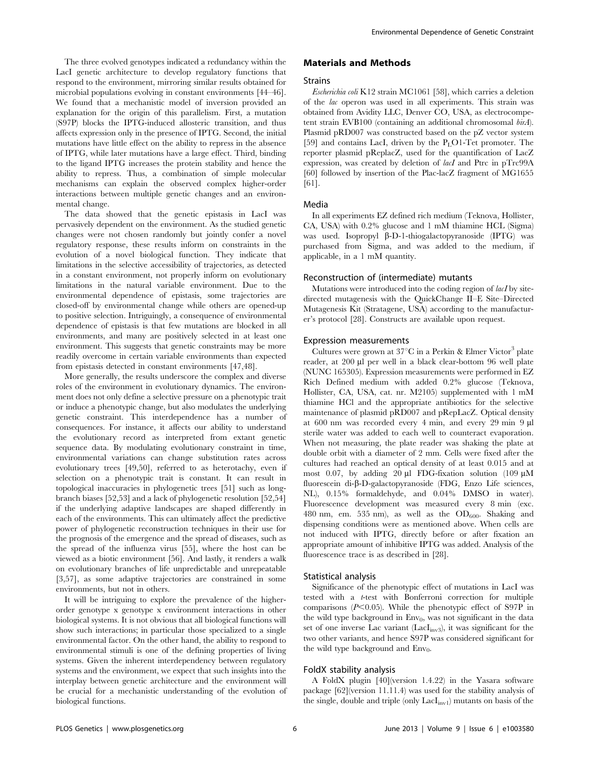The three evolved genotypes indicated a redundancy within the LacI genetic architecture to develop regulatory functions that respond to the environment, mirroring similar results obtained for microbial populations evolving in constant environments [44–46]. We found that a mechanistic model of inversion provided an explanation for the origin of this parallelism. First, a mutation (S97P) blocks the IPTG-induced allosteric transition, and thus affects expression only in the presence of IPTG. Second, the initial mutations have little effect on the ability to repress in the absence of IPTG, while later mutations have a large effect. Third, binding to the ligand IPTG increases the protein stability and hence the ability to repress. Thus, a combination of simple molecular mechanisms can explain the observed complex higher-order interactions between multiple genetic changes and an environmental change.

The data showed that the genetic epistasis in LacI was pervasively dependent on the environment. As the studied genetic changes were not chosen randomly but jointly confer a novel regulatory response, these results inform on constraints in the evolution of a novel biological function. They indicate that limitations in the selective accessibility of trajectories, as detected in a constant environment, not properly inform on evolutionary limitations in the natural variable environment. Due to the environmental dependence of epistasis, some trajectories are closed-off by environmental change while others are opened-up to positive selection. Intriguingly, a consequence of environmental dependence of epistasis is that few mutations are blocked in all environments, and many are positively selected in at least one environment. This suggests that genetic constraints may be more readily overcome in certain variable environments than expected from epistasis detected in constant environments [47,48].

More generally, the results underscore the complex and diverse roles of the environment in evolutionary dynamics. The environment does not only define a selective pressure on a phenotypic trait or induce a phenotypic change, but also modulates the underlying genetic constraint. This interdependence has a number of consequences. For instance, it affects our ability to understand the evolutionary record as interpreted from extant genetic sequence data. By modulating evolutionary constraint in time, environmental variations can change substitution rates across evolutionary trees [49,50], referred to as heterotachy, even if selection on a phenotypic trait is constant. It can result in topological inaccuracies in phylogenetic trees [51] such as long-branch biases [52,53] and a lack of phylogenetic resolution [52,54] if the underlying adaptive landscapes are shaped differently in each of the environments. This can ultimately affect the predictive power of phylogenetic reconstruction techniques in their use for the prognosis of the emergence and the spread of diseases, such as the spread of the influenza virus [55], where the host can be viewed as a biotic environment [56]. And lastly, it renders a walk on evolutionary branches of life unpredictable and unrepeatable [3,57], as some adaptive trajectories are constrained in some environments, but not in others.

It will be intriguing to explore the prevalence of the higher-order genotype x genotype x environment interactions in other biological systems. It is not obvious that all biological functions will show such interactions; in particular those specialized to a single environmental factor. On the other hand, the ability to respond to environmental stimuli is one of the defining properties of living systems. Given the inherent interdependency between regulatory systems and the environment, we expect that such insights into the interplay between genetic architecture and the environment will be crucial for a mechanistic understanding of the evolution of biological functions.

## Materials and Methods

### Strains

*Escherichia coli* K12 strain MC1061 [58], which carries a deletion of the *lac* operon was used in all experiments. This strain was obtained from Avidity LLC, Denver CO, USA, as electrocompetent strain EVB100 (containing an additional chromosomal *birA*). Plasmid pRD007 was constructed based on the pZ vector system [59] and contains LacI, driven by the $P_L$O1-Tet promoter. The reporter plasmid pReplacZ, used for the quantification of LacZ expression, was created by deletion of *lacI* and Ptrc in pTrc99A [60] followed by insertion of the Plac-lacZ fragment of MG1655 [61].

### Media

In all experiments EZ defined rich medium (Teknova, Hollister, CA, USA) with 0.2% glucose and 1 mM thiamine HCL (Sigma) was used. Isopropyl β-D-1-thiogalactopyranoside (IPTG) was purchased from Sigma, and was added to the medium, if applicable, in a 1 mM quantity.

### Reconstruction of (intermediate) mutants

Mutations were introduced into the coding region of *lacI* by site-directed mutagenesis with the QuickChange II–E Site–Directed Mutagenesis Kit (Stratagene, USA) according to the manufacturer's protocol [28]. Constructs are available upon request.

### Expression measurements

Cultures were grown at 37°C in a Perkin & Elmer Victor[3] plate reader, at 200 µl per well in a black clear-bottom 96 well plate (NUNC 165305). Expression measurements were performed in EZ Rich Defined medium with added 0.2% glucose (Teknova, Hollister, CA, USA, cat. nr. M2105) supplemented with 1 mM thiamine HCl and the appropriate antibiotics for the selective maintenance of plasmid pRD007 and pRepLacZ. Optical density at 600 nm was recorded every 4 min, and every 29 min 9 µl sterile water was added to each well to counteract evaporation. When not measuring, the plate reader was shaking the plate at double orbit with a diameter of 2 mm. Cells were fixed after the cultures had reached an optical density of at least 0.015 and at most 0.07, by adding 20 µl FDG-fixation solution (109 µM fluorescein di-β-D-galactopyranoside (FDG, Enzo Life sciences, NL), 0.15% formaldehyde, and 0.04% DMSO in water). Fluorescence development was measured every 8 min (exc. 480 nm, em. 535 nm), as well as the $OD_{600}$. Shaking and dispensing conditions were as mentioned above. When cells are not induced with IPTG, directly before or after fixation an appropriate amount of inhibitive IPTG was added. Analysis of the fluorescence trace is as described in [28].

### Statistical analysis

Significance of the phenotypic effect of mutations in LacI was tested with a *t*-test with Bonferroni correction for multiple comparisons ($P<0.05$). While the phenotypic effect of S97P in the wild type background in $Env_0$, was not significant in the data set of one inverse Lac variant ($LacI_{inv3}$), it was significant for the two other variants, and hence S97P was considered significant for the wild type background and $Env_0$.

### FoldX stability analysis

A FoldX plugin [40](version 1.4.22) in the Yasara software package [62](version 11.11.4) was used for the stability analysis of the single, double and triple (only $LacI_{inv1}$) mutants on basis of the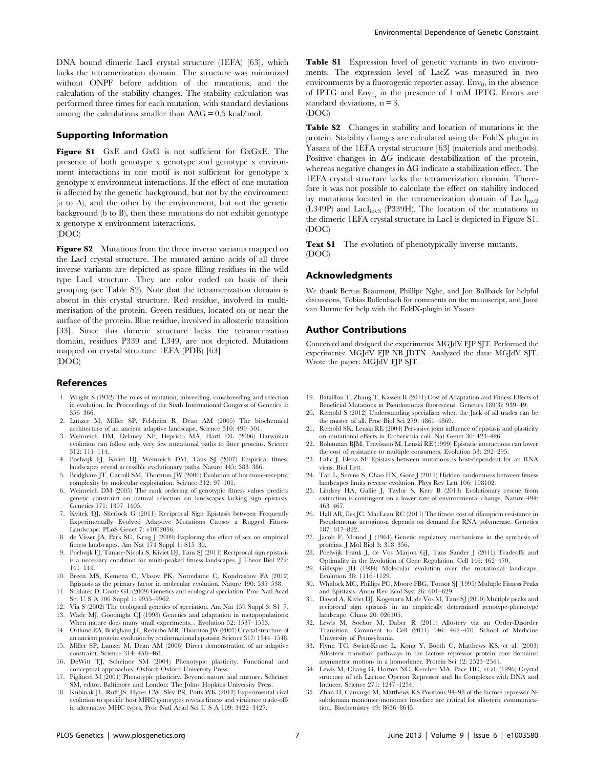DNA bound dimeric LacI crystal structure (1EFA) [63], which lacks the tetramerization domain. The structure was minimized without ONPF before addition of the mutations, and the calculation of the stability changes. The stability calculation was performed three times for each mutation, with standard deviations among the calculations smaller than $\Delta\Delta G = 0.5$ kcal/mol.

## Supporting Information

**Figure S1** GxE and GxG is not sufficient for GxGxE. The presence of both genotype x genotype and genotype x environment interactions in one motif is not sufficient for genotype x genotype x environment interactions. If the effect of one mutation is affected by the genetic background, but not by the environment (a to A), and the other by the environment, but not the genetic background (b to B), then these mutations do not exhibit genotype x genotype x environment interactions.
(DOC)

**Figure S2** Mutations from the three inverse variants mapped on the LacI crystal structure. The mutated amino acids of all three inverse variants are depicted as space filling residues in the wild type LacI structure. They are color coded on basis of their grouping (see Table S2). Note that the tetramerization domain is absent in this crystal structure. Red residue, involved in multimerisation of the protein. Green residues, located on or near the surface of the protein. Blue residue, involved in allosteric transition [33]. Since this dimeric structure lacks the tetramerization domain, residues P339 and L349, are not depicted. Mutations mapped on crystal structure 1EFA (PDB) [63].
(DOC)

**Table S1** Expression level of genetic variants in two environments. The expression level of LacZ was measured in two environments by a fluorogenic reporter assay. $Env_0$, in the absence of IPTG and $Env_1$, in the presence of 1 mM IPTG. Errors are standard deviations, $n = 3$.
(DOC)

**Table S2** Changes in stability and location of mutations in the protein. Stability changes are calculated using the FoldX plugin in Yasara of the 1EFA crystal structure [63] (materials and methods). Positive changes in $\Delta G$ indicate destabilization of the protein, whereas negative changes in $\Delta G$ indicate a stabilization effect. The 1EFA crystal structure lacks the tetramerization domain. Therefore it was not possible to calculate the effect on stability induced by mutations located in the tetramerization domain of $LacI_{inv2}$ (L349P) and $LacI_{inv3}$ (P339H). The location of the mutations in the dimeric 1EFA crystal structure in LacI is depicted in Figure S1.
(DOC)

**Text S1** The evolution of phenotypically inverse mutants.
(DOC)

## Acknowledgments

We thank Bertus Beaumont, Phillipe Nghe, and Jon Bollback for helpful discussions, Tobias Bollenbach for comments on the manuscript, and Joost van Durme for help with the FoldX-plugin in Yasara.

## Author Contributions

Conceived and designed the experiments: MGJdV FJP SJT. Performed the experiments: MGJdV FJP NB JDTN. Analyzed the data: MGJdV SJT. Wrote the paper: MGJdV FJP SJT.

## References

1. Wright S (1932) The roles of mutation, inbreeding, crossbreeding and selection in evolution. In: Proceedings of the Sixth International Congress of Genetics 1: 356–366.
2. Lunzer M, Miller SP, Felsheim R, Dean AM (2005) The biochemical architecture of an ancient adaptive landscape. Science 310: 499–501.
3. Weinreich DM, Delaney NF, Depristo MA, Hartl DL (2006) Darwinian evolution can follow only very few mutational paths to fitter proteins. Science 312: 111–114.
4. Poelwijk FJ, Kiviet DJ, Weinreich DM, Tans SJ (2007) Empirical fitness landscapes reveal accessible evolutionary paths. Nature 445: 383–386.
5. Bridgham JT, Carroll SM, Thornton JW (2006) Evolution of hormone-receptor complexity by molecular exploitation. Science 312: 97–101.
6. Weinreich DM (2005) The rank ordering of genotypic fitness values predicts genetic constraint on natural selection on landscapes lacking sign epistasis. Genetics 171: 1397–1405.
7. Kvitek DJ, Sherlock G (2011) Reciprocal Sign Epistasis between Frequently Experimentally Evolved Adaptive Mutations Causes a Rugged Fitness Landscape. PLoS Genet 7: e1002056.
8. de Visser JA, Park SC, Krug J (2009) Exploring the effect of sex on empirical fitness landscapes. Am Nat 174 Suppl 1: S15–30.
9. Poelwijk FJ, Tanase-Nicola S, Kiviet DJ, Tans SJ (2011) Reciprocal sign epistasis is a necessary condition for multi-peaked fitness landscapes. J Theor Biol 272: 141–144.
10. Breen MS, Kemena C, Vlasov PK, Notredame C, Kondrashov FA (2012) Epistasis as the primary factor in molecular evolution. Nature 490: 535–538.
11. Schluter D, Conte GL (2009) Genetics and ecological speciation. Proc Natl Acad Sci U S A 106 Suppl 1: 9955–9962.
12. Via S (2002) The ecological genetics of speciation. Am Nat 159 Suppl 3: S1–7.
13. Wade MJ, Goodnight CJ (1998) Genetics and adaptation in metapopulations: When nature does many small experiments. . Evolution 52: 1537–1553.
14. Ortlund EA, Bridgham JT, Redinbo MR, Thornton JW (2007) Crystal structure of an ancient protein: evolution by conformational epistasis. Science 317: 1544–1548.
15. Miller SP, Lunzer M, Dean AM (2006) Direct demonstration of an adaptive constraint. Science 314: 458–461.
16. DeWitt TJ, Scheiner SM (2004) Phenotypic plasticity. Functional and conceptual approaches. Oxford: Oxford University Press.
17. Pigliucci M (2001) Phenotypic plasticity. Beyond nature and nurture. Scheiner SM, editor. Baltimore and London: The Johns Hopkins University Press.
18. Kubinak JL, Ruff JS, Hyzer CW, Slev PR, Potts WK (2012) Experimental viral evolution to specific host MHC genotypes reveals fitness and virulence trade-offs in alternative MHC types. Proc Natl Acad Sci U S A 109: 3422–3427.
19. Bataillon T, Zhang T, Kassen R (2011) Cost of Adaptation and Fitness Effects of Beneficial Mutations in Pseudomonas fluorescens. Genetics 189(3): 939–49.
20. Remold S (2012) Understanding specialism when the Jack of all trades can be the master of all. Proc Biol Sci 279: 4861–4869.
21. Remold SK, Lenski RE (2004) Pervasive joint influence of epistasis and plasticity on mutational effects in Escherichia coli. Nat Genet 36: 423–426.
22. Bohannan BJM, Travisano M, Lenski RE (1999) Epistatic interactions can lower the cost of resistance to multiple consumers. Evolution 53: 292–295.
23. Lalic J, Elena SF Epistasis between mutations is host-dependent for an RNA virus. Biol Lett.
24. Tan L, Serene S, Chao HX, Gore J (2011) Hidden randomness between fitness landscapes limits reverse evolution. Phys Rev Lett 106: 198102.
25. Lindsey HA, Gallie J, Taylor S, Kerr B (2013) Evolutionary rescue from extinction is contingent on a lower rate of environmental change. Nature 494: 463–467.
26. Hall AR, Iles JC, MacLean RC (2011) The fitness cost of rifampicin resistance in Pseudomonas aeruginosa depends on demand for RNA polymerase. Genetics 187: 817–822.
27. Jacob F, Monod J (1961) Genetic regulatory mechanisms in the synthesis of proteins. J Mol Biol 3: 318–356.
28. Poelwijk Frank J, de Vos Marjon GJ, Tans Sander J (2011) Tradeoffs and Optimality in the Evolution of Gene Regulation. Cell 146: 462–470.
29. Gillespie JH (1984) Molecular evolution over the mutational landscape. Evolution 38: 1116–1129.
30. Whitlock MC, Phillips PC, Moore FBG, Tonsor SJ (1995) Multiple Fitness Peaks and Epistasis. Annu Rev Ecol Syst 26: 601–629
31. Dawid A, Kiviet DJ, Kogenaru M, de Vos M, Tans SJ (2010) Multiple peaks and reciprocal sign epistasis in an empirically determined genotype-phenotype landscape. Chaos 20: 026105.
32. Lewis M, Sochor M, Daber R (2011) Allostery via an Order-Disorder Transition. Comment to Cell (2011) 146: 462–470. School of Medicine University of Pennsylvania.
33. Flynn TC, Swint-Kruse L, Kong Y, Booth C, Matthews KS, et al. (2003) Allosteric transition pathways in the lactose repressor protein core domains: asymmetric motions in a homodimer. Protein Sci 12: 2523–2541.
34. Lewis M, Chang G, Horton NC, Kercher MA, Pace HC, et al. (1996) Crystal structure of teh Lactose Operon Repressor and Its Complexes with DNA and Inducer. Science 271: 1247–1254.
35. Zhan H, Camargo M, Matthews KS Positions 94–98 of the lactose repressor N-subdomain monomer-monomer interface are critical for allosteric communication. Biochemistry 49: 8636–8645.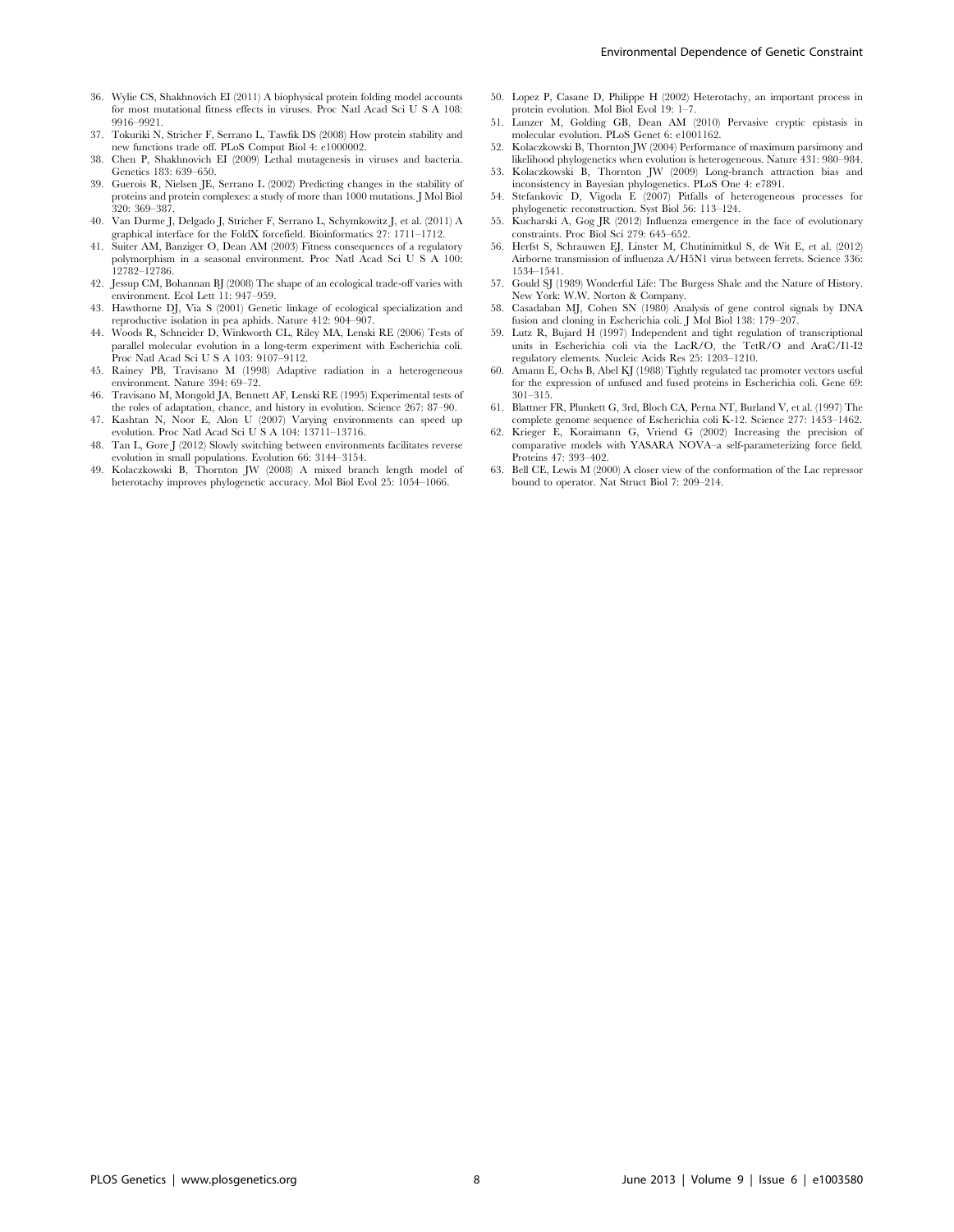36. Wylie CS, Shakhnovich EI (2011) A biophysical protein folding model accounts for most mutational fitness effects in viruses. Proc Natl Acad Sci U S A 108: 9916–9921.
37. Tokuriki N, Stricher F, Serrano L, Tawfik DS (2008) How protein stability and new functions trade off. PLoS Comput Biol 4: e1000002.
38. Chen P, Shakhnovich EI (2009) Lethal mutagenesis in viruses and bacteria. Genetics 183: 639–650.
39. Guerois R, Nielsen JE, Serrano L (2002) Predicting changes in the stability of proteins and protein complexes: a study of more than 1000 mutations. J Mol Biol 320: 369–387.
40. Van Durme J, Delgado J, Stricher F, Serrano L, Schymkowitz J, et al. (2011) A graphical interface for the FoldX forcefield. Bioinformatics 27: 1711–1712.
41. Suiter AM, Banziger O, Dean AM (2003) Fitness consequences of a regulatory polymorphism in a seasonal environment. Proc Natl Acad Sci U S A 100: 12782–12786.
42. Jessup CM, Bohannan BJ (2008) The shape of an ecological trade-off varies with environment. Ecol Lett 11: 947–959.
43. Hawthorne DJ, Via S (2001) Genetic linkage of ecological specialization and reproductive isolation in pea aphids. Nature 412: 904–907.
44. Woods R, Schneider D, Winkworth CL, Riley MA, Lenski RE (2006) Tests of parallel molecular evolution in a long-term experiment with Escherichia coli. Proc Natl Acad Sci U S A 103: 9107–9112.
45. Rainey PB, Travisano M (1998) Adaptive radiation in a heterogeneous environment. Nature 394: 69–72.
46. Travisano M, Mongold JA, Bennett AF, Lenski RE (1995) Experimental tests of the roles of adaptation, chance, and history in evolution. Science 267: 87–90.
47. Kashtan N, Noor E, Alon U (2007) Varying environments can speed up evolution. Proc Natl Acad Sci U S A 104: 13711–13716.
48. Tan L, Gore J (2012) Slowly switching between environments facilitates reverse evolution in small populations. Evolution 66: 3144–3154.
49. Kolaczkowski B, Thornton JW (2008) A mixed branch length model of heterotachy improves phylogenetic accuracy. Mol Biol Evol 25: 1054–1066.
50. Lopez P, Casane D, Philippe H (2002) Heterotachy, an important process in protein evolution. Mol Biol Evol 19: 1–7.
51. Lunzer M, Golding GB, Dean AM (2010) Pervasive cryptic epistasis in molecular evolution. PLoS Genet 6: e1001162.
52. Kolaczkowski B, Thornton JW (2004) Performance of maximum parsimony and likelihood phylogenetics when evolution is heterogeneous. Nature 431: 980–984.
53. Kolaczkowski B, Thornton JW (2009) Long-branch attraction bias and inconsistency in Bayesian phylogenetics. PLoS One 4: e7891.
54. Stefankovic D, Vigoda E (2007) Pitfalls of heterogeneous processes for phylogenetic reconstruction. Syst Biol 56: 113–124.
55. Kucharski A, Gog JR (2012) Influenza emergence in the face of evolutionary constraints. Proc Biol Sci 279: 645–652.
56. Herfst S, Schrauwen EJ, Linster M, Chutinimitkul S, de Wit E, et al. (2012) Airborne transmission of influenza A/H5N1 virus between ferrets. Science 336: 1534–1541.
57. Gould SJ (1989) Wonderful Life: The Burgess Shale and the Nature of History. New York: W.W. Norton & Company.
58. Casadaban MJ, Cohen SN (1980) Analysis of gene control signals by DNA fusion and cloning in Escherichia coli. J Mol Biol 138: 179–207.
59. Lutz R, Bujard H (1997) Independent and tight regulation of transcriptional units in Escherichia coli via the LacR/O, the TetR/O and AraC/I1-I2 regulatory elements. Nucleic Acids Res 25: 1203–1210.
60. Amann E, Ochs B, Abel KJ (1988) Tightly regulated tac promoter vectors useful for the expression of unfused and fused proteins in Escherichia coli. Gene 69: 301–315.
61. Blattner FR, Plunkett G, 3rd, Bloch CA, Perna NT, Burland V, et al. (1997) The complete genome sequence of Escherichia coli K-12. Science 277: 1453–1462.
62. Krieger E, Koraimann G, Vriend G (2002) Increasing the precision of comparative models with YASARA NOVA–a self-parameterizing force field. Proteins 47: 393–402.
63. Bell CE, Lewis M (2000) A closer view of the conformation of the Lac repressor bound to operator. Nat Struct Biol 7: 209–214.